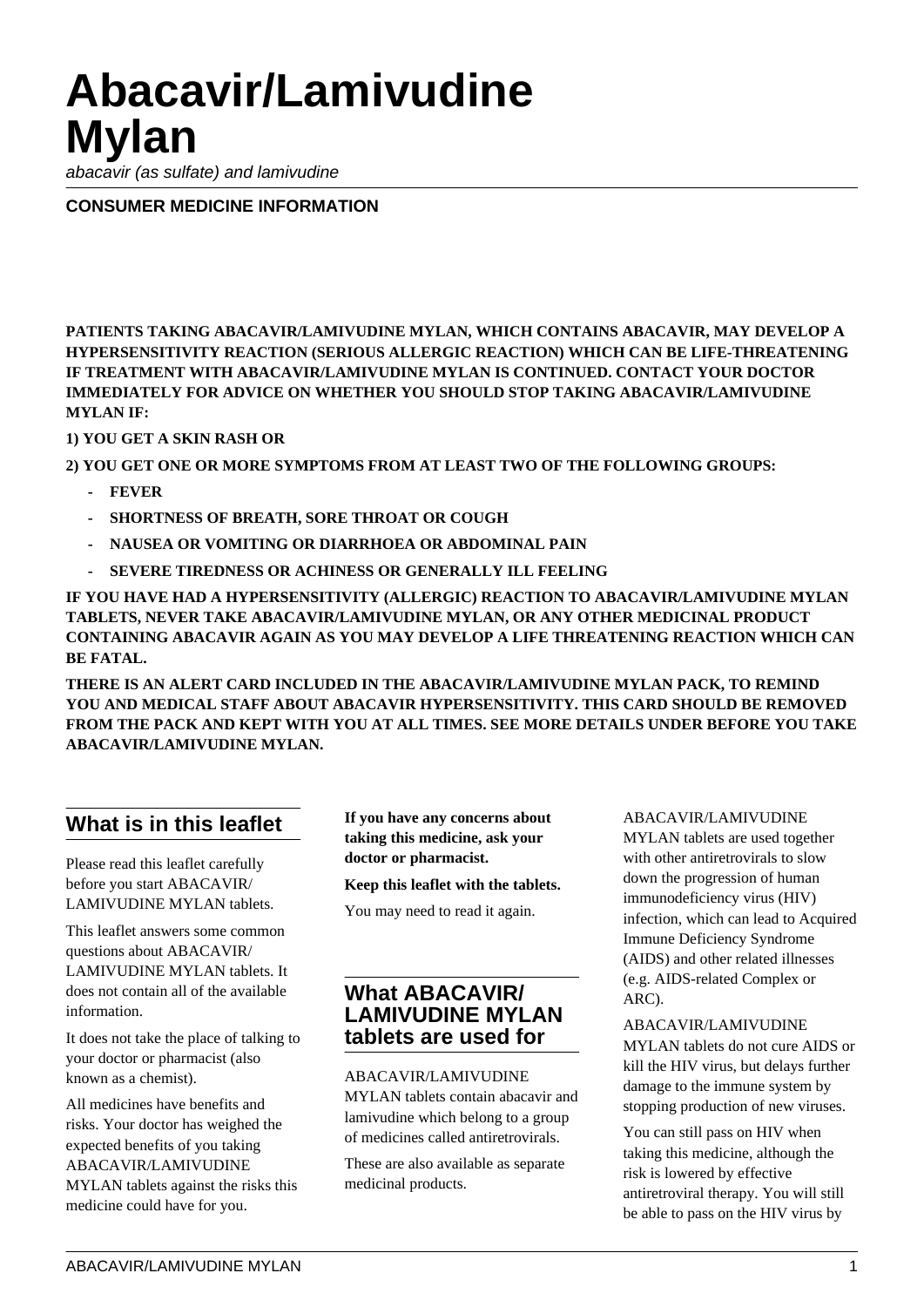# Abacavir/Lamivudine Mylan

*abacavir (as sulfate) and lamivudine*

**CONSUMER MEDICINE INFORMATION**

**PATIENTS TAKING ABACAVIR/LAMIVUDINE MYLAN, WHICH CONTAINS ABACAVIR, MAY DEVELOP A HYPERSENSITIVITY REACTION (SERIOUS ALLERGIC REACTION) WHICH CAN BE LIFE-THREATENING IF TREATMENT WITH ABACAVIR/LAMIVUDINE MYLAN IS CONTINUED. CONTACT YOUR DOCTOR IMMEDIATELY FOR ADVICE ON WHETHER YOU SHOULD STOP TAKING ABACAVIR/LAMIVUDINE MYLAN IF:**

**1) YOU GET A SKIN RASH OR**

**2) YOU GET ONE OR MORE SYMPTOMS FROM AT LEAST TWO OF THE FOLLOWING GROUPS:**

- **FEVER**
- **SHORTNESS OF BREATH, SORE THROAT OR COUGH**
- **NAUSEA OR VOMITING OR DIARRHOEA OR ABDOMINAL PAIN**
- **SEVERE TIREDNESS OR ACHINESS OR GENERALLY ILL FEELING**

**IF YOU HAVE HAD A HYPERSENSITIVITY (ALLERGIC) REACTION TO ABACAVIR/LAMIVUDINE MYLAN TABLETS, NEVER TAKE ABACAVIR/LAMIVUDINE MYLAN, OR ANY OTHER MEDICINAL PRODUCT CONTAINING ABACAVIR AGAIN AS YOU MAY DEVELOP A LIFE THREATENING REACTION WHICH CAN BE FATAL.**

**THERE IS AN ALERT CARD INCLUDED IN THE ABACAVIR/LAMIVUDINE MYLAN PACK, TO REMIND YOU AND MEDICAL STAFF ABOUT ABACAVIR HYPERSENSITIVITY. THIS CARD SHOULD BE REMOVED FROM THE PACK AND KEPT WITH YOU AT ALL TIMES. SEE MORE DETAILS UNDER BEFORE YOU TAKE ABACAVIR/LAMIVUDINE MYLAN.**

## What is in this leaflet

Please read this leaflet carefully before you start ABACAVIR/ LAMIVUDINE MYLAN tablets.

This leaflet answers some common questions about ABACAVIR/ LAMIVUDINE MYLAN tablets. It does not contain all of the available information.

It does not take the place of talking to your doctor or pharmacist (also known as a chemist).

All medicines have benefits and risks. Your doctor has weighed the expected benefits of you taking ABACAVIR/LAMIVUDINE MYLAN tablets against the risks this medicine could have for you.

**If you have any concerns about taking this medicine, ask your doctor or pharmacist.**

**Keep this leaflet with the tablets.**

You may need to read it again.

## What ABACAVIR/ LAMIVUDINE MYLAN tablets are used for

ABACAVIR/LAMIVUDINE MYLAN tablets contain abacavir and lamivudine which belong to a group of medicines called antiretrovirals.

These are also available as separate medicinal products.

ABACAVIR/LAMIVUDINE MYLAN tablets are used together with other antiretrovirals to slow down the progression of human immunodeficiency virus (HIV) infection, which can lead to Acquired Immune Deficiency Syndrome (AIDS) and other related illnesses (e.g. AIDS-related Complex or ARC).

ABACAVIR/LAMIVUDINE MYLAN tablets do not cure AIDS or kill the HIV virus, but delays further damage to the immune system by stopping production of new viruses.

You can still pass on HIV when taking this medicine, although the risk is lowered by effective antiretroviral therapy. You will still be able to pass on the HIV virus by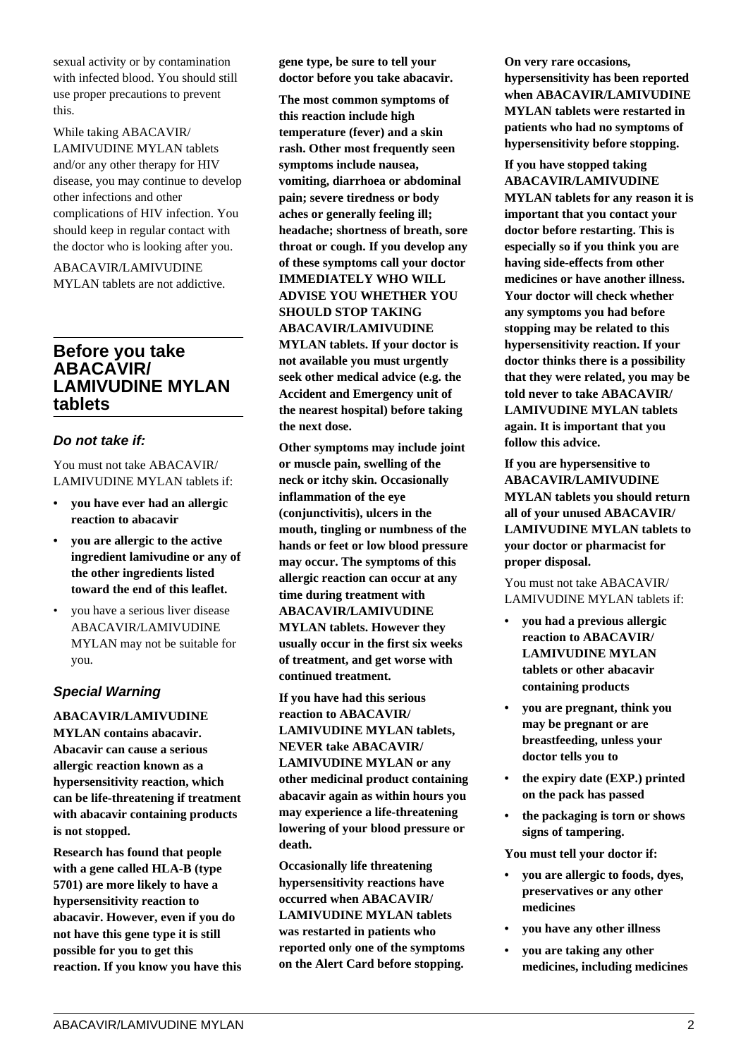sexual activity or by contamination with infected blood. You should still use proper precautions to prevent this.

While taking ABACAVIR/ LAMIVUDINE MYLAN tablets and/or any other therapy for HIV disease, you may continue to develop other infections and other complications of HIV infection. You should keep in regular contact with the doctor who is looking after you.

ABACAVIR/LAMIVUDINE MYLAN tablets are not addictive.

## Before you take ABACAVIR/ LAMIVUDINE MYLAN tablets

### *Do not take if:*

You must not take ABACAVIR/ LAMIVUDINE MYLAN tablets if:

- **you have ever had an allergic reaction to abacavir**
- **you are allergic to the active ingredient lamivudine or any of the other ingredients listed toward the end of this leaflet.**
- you have a serious liver disease ABACAVIR/LAMIVUDINE MYLAN may not be suitable for you.

### *Special Warning*

**ABACAVIR/LAMIVUDINE MYLAN contains abacavir. Abacavir can cause a serious allergic reaction known as a hypersensitivity reaction, which can be life-threatening if treatment with abacavir containing products is not stopped.**

**Research has found that people with a gene called HLA-B (type 5701) are more likely to have a hypersensitivity reaction to abacavir. However, even if you do not have this gene type it is still possible for you to get this reaction. If you know you have this gene type, be sure to tell your doctor before you take abacavir.**

**The most common symptoms of this reaction include high temperature (fever) and a skin rash. Other most frequently seen symptoms include nausea, vomiting, diarrhoea or abdominal pain; severe tiredness or body aches or generally feeling ill; headache; shortness of breath, sore throat or cough. If you develop any of these symptoms call your doctor IMMEDIATELY WHO WILL ADVISE YOU WHETHER YOU SHOULD STOP TAKING ABACAVIR/LAMIVUDINE MYLAN tablets. If your doctor is not available you must urgently seek other medical advice (e.g. the Accident and Emergency unit of the nearest hospital) before taking the next dose.**

**Other symptoms may include joint or muscle pain, swelling of the neck or itchy skin. Occasionally inflammation of the eye (conjunctivitis), ulcers in the mouth, tingling or numbness of the hands or feet or low blood pressure may occur. The symptoms of this allergic reaction can occur at any time during treatment with ABACAVIR/LAMIVUDINE MYLAN tablets. However they usually occur in the first six weeks of treatment, and get worse with continued treatment.**

**If you have had this serious reaction to ABACAVIR/ LAMIVUDINE MYLAN tablets, NEVER take ABACAVIR/ LAMIVUDINE MYLAN or any other medicinal product containing abacavir again as within hours you may experience a life-threatening lowering of your blood pressure or death.**

**Occasionally life threatening hypersensitivity reactions have occurred when ABACAVIR/ LAMIVUDINE MYLAN tablets was restarted in patients who reported only one of the symptoms on the Alert Card before stopping.**

**On very rare occasions, hypersensitivity has been reported when ABACAVIR/LAMIVUDINE MYLAN tablets were restarted in patients who had no symptoms of hypersensitivity before stopping.**

**If you have stopped taking ABACAVIR/LAMIVUDINE MYLAN tablets for any reason it is important that you contact your doctor before restarting. This is especially so if you think you are having side-effects from other medicines or have another illness. Your doctor will check whether any symptoms you had before stopping may be related to this hypersensitivity reaction. If your doctor thinks there is a possibility that they were related, you may be told never to take ABACAVIR/ LAMIVUDINE MYLAN tablets again. It is important that you follow this advice.**

**If you are hypersensitive to ABACAVIR/LAMIVUDINE MYLAN tablets you should return all of your unused ABACAVIR/ LAMIVUDINE MYLAN tablets to your doctor or pharmacist for proper disposal.**

You must not take ABACAVIR/ LAMIVUDINE MYLAN tablets if:

- **you had a previous allergic reaction to ABACAVIR/ LAMIVUDINE MYLAN tablets or other abacavir containing products**
- **you are pregnant, think you may be pregnant or are breastfeeding, unless your doctor tells you to**
- **the expiry date (EXP.) printed on the pack has passed**
- **the packaging is torn or shows signs of tampering.**

**You must tell your doctor if:**

- **you are allergic to foods, dyes, preservatives or any other medicines**
- **you have any other illness**
- **you are taking any other medicines, including medicines**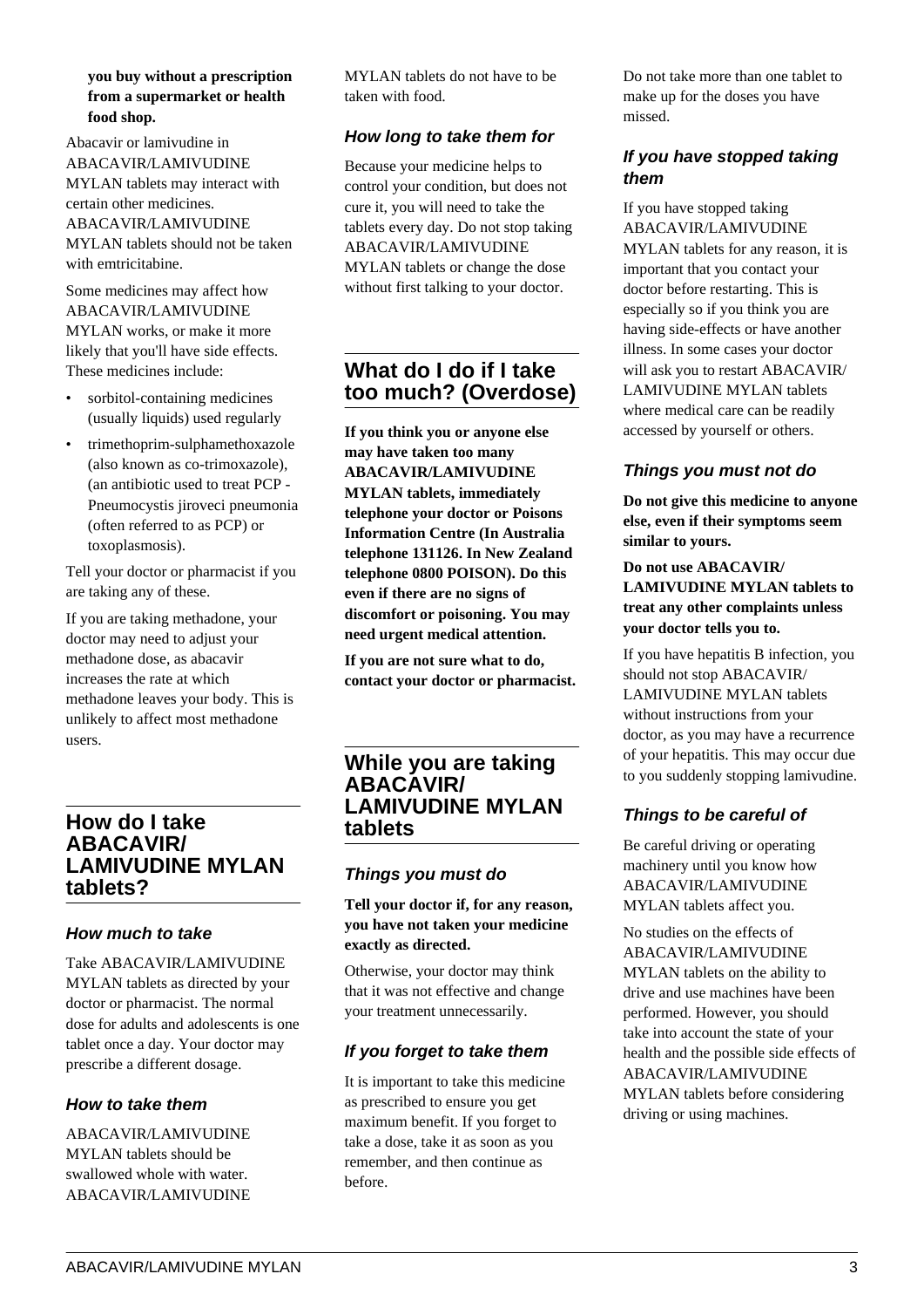**you buy without a prescription from a supermarket or health food shop.**

Abacavir or lamivudine in ABACAVIR/LAMIVUDINE MYLAN tablets may interact with certain other medicines. ABACAVIR/LAMIVUDINE MYLAN tablets should not be taken with emtricitabine.

Some medicines may affect how ABACAVIR/LAMIVUDINE MYLAN works, or make it more likely that you'll have side effects. These medicines include:

- sorbitol-containing medicines (usually liquids) used regularly
- trimethoprim-sulphamethoxazole (also known as co-trimoxazole), (an antibiotic used to treat PCP - Pneumocystis jiroveci pneumonia (often referred to as PCP) or toxoplasmosis).

Tell your doctor or pharmacist if you are taking any of these.

If you are taking methadone, your doctor may need to adjust your methadone dose, as abacavir increases the rate at which methadone leaves your body. This is unlikely to affect most methadone users.

## How do I take ABACAVIR/ LAMIVUDINE MYLAN tablets?

### How much to take

Take ABACAVIR/LAMIVUDINE MYLAN tablets as directed by your doctor or pharmacist. The normal dose for adults and adolescents is one tablet once a day. Your doctor may prescribe a different dosage.

### How to take them

ABACAVIR/LAMIVUDINE MYLAN tablets should be swallowed whole with water. ABACAVIR/LAMIVUDINE MYLAN tablets do not have to be taken with food.

### How long to take them for

Because your medicine helps to control your condition, but does not cure it, you will need to take the tablets every day. Do not stop taking ABACAVIR/LAMIVUDINE MYLAN tablets or change the dose without first talking to your doctor.

## What do I do if I take too much? (Overdose)

**If you think you or anyone else may have taken too many ABACAVIR/LAMIVUDINE MYLAN tablets, immediately telephone your doctor or Poisons Information Centre (In Australia telephone 131126. In New Zealand telephone 0800 POISON). Do this even if there are no signs of discomfort or poisoning. You may need urgent medical attention.**

**If you are not sure what to do, contact your doctor or pharmacist.**

## While you are taking ABACAVIR/ LAMIVUDINE MYLAN tablets

### Things you must do

**Tell your doctor if, for any reason, you have not taken your medicine exactly as directed.**

Otherwise, your doctor may think that it was not effective and change your treatment unnecessarily.

### If you forget to take them

It is important to take this medicine as prescribed to ensure you get maximum benefit. If you forget to take a dose, take it as soon as you remember, and then continue as before.

Do not take more than one tablet to make up for the doses you have missed.

### If you have stopped taking them

If you have stopped taking ABACAVIR/LAMIVUDINE MYLAN tablets for any reason, it is important that you contact your doctor before restarting. This is especially so if you think you are having side-effects or have another illness. In some cases your doctor will ask you to restart ABACAVIR/ LAMIVUDINE MYLAN tablets where medical care can be readily accessed by yourself or others.

### Things you must not do

**Do not give this medicine to anyone else, even if their symptoms seem similar to yours.**

**Do not use ABACAVIR/ LAMIVUDINE MYLAN tablets to treat any other complaints unless your doctor tells you to.**

If you have hepatitis B infection, you should not stop ABACAVIR/ LAMIVUDINE MYLAN tablets without instructions from your doctor, as you may have a recurrence of your hepatitis. This may occur due to you suddenly stopping lamivudine.

### Things to be careful of

Be careful driving or operating machinery until you know how ABACAVIR/LAMIVUDINE MYLAN tablets affect you.

No studies on the effects of ABACAVIR/LAMIVUDINE MYLAN tablets on the ability to drive and use machines have been performed. However, you should take into account the state of your health and the possible side effects of ABACAVIR/LAMIVUDINE MYLAN tablets before considering driving or using machines.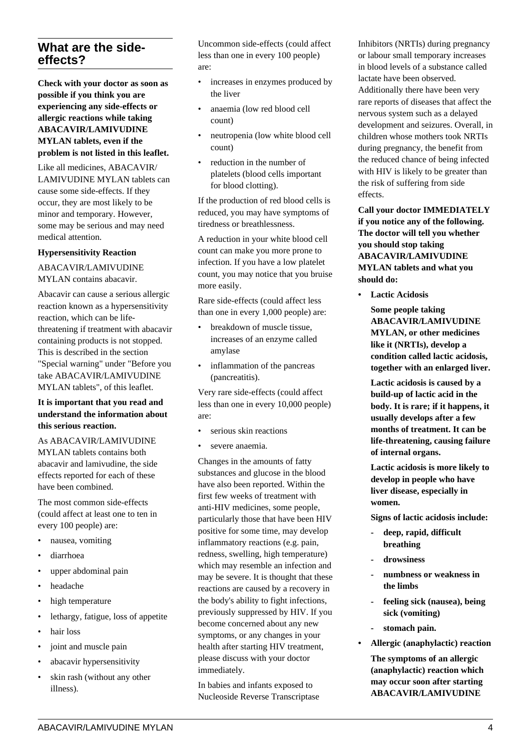## What are the side-effects?

**Check with your doctor as soon as possible if you think you are experiencing any side-effects or allergic reactions while taking ABACAVIR/LAMIVUDINE MYLAN tablets, even if the problem is not listed in this leaflet.**

Like all medicines, ABACAVIR/ LAMIVUDINE MYLAN tablets can cause some side-effects. If they occur, they are most likely to be minor and temporary. However, some may be serious and may need medical attention.

**Hypersensitivity Reaction**

ABACAVIR/LAMIVUDINE MYLAN contains abacavir.

Abacavir can cause a serious allergic reaction known as a hypersensitivity reaction, which can be life-threatening if treatment with abacavir containing products is not stopped. This is described in the section "Special warning" under "Before you take ABACAVIR/LAMIVUDINE MYLAN tablets", of this leaflet.

**It is important that you read and understand the information about this serious reaction.**

As ABACAVIR/LAMIVUDINE MYLAN tablets contains both abacavir and lamivudine, the side effects reported for each of these have been combined.

The most common side-effects (could affect at least one to ten in every 100 people) are:

- nausea, vomiting
- diarrhoea
- upper abdominal pain
- headache
- high temperature
- lethargy, fatigue, loss of appetite
- hair loss
- joint and muscle pain
- abacavir hypersensitivity
- skin rash (without any other illness).

Uncommon side-effects (could affect less than one in every 100 people) are:

- increases in enzymes produced by the liver
- anaemia (low red blood cell count)
- neutropenia (low white blood cell count)
- reduction in the number of platelets (blood cells important for blood clotting).

If the production of red blood cells is reduced, you may have symptoms of tiredness or breathlessness.

A reduction in your white blood cell count can make you more prone to infection. If you have a low platelet count, you may notice that you bruise more easily.

Rare side-effects (could affect less than one in every 1,000 people) are:

- breakdown of muscle tissue, increases of an enzyme called amylase
- inflammation of the pancreas (pancreatitis).

Very rare side-effects (could affect less than one in every 10,000 people) are:

- serious skin reactions
- severe anaemia.

Changes in the amounts of fatty substances and glucose in the blood have also been reported. Within the first few weeks of treatment with anti-HIV medicines, some people, particularly those that have been HIV positive for some time, may develop inflammatory reactions (e.g. pain, redness, swelling, high temperature) which may resemble an infection and may be severe. It is thought that these reactions are caused by a recovery in the body's ability to fight infections, previously suppressed by HIV. If you become concerned about any new symptoms, or any changes in your health after starting HIV treatment, please discuss with your doctor immediately.

In babies and infants exposed to Nucleoside Reverse Transcriptase Inhibitors (NRTIs) during pregnancy or labour small temporary increases in blood levels of a substance called lactate have been observed. Additionally there have been very rare reports of diseases that affect the nervous system such as a delayed development and seizures. Overall, in children whose mothers took NRTIs during pregnancy, the benefit from the reduced chance of being infected with HIV is likely to be greater than the risk of suffering from side effects.

**Call your doctor IMMEDIATELY if you notice any of the following. The doctor will tell you whether you should stop taking ABACAVIR/LAMIVUDINE MYLAN tablets and what you should do:**

- **Lactic Acidosis**

  **Some people taking ABACAVIR/LAMIVUDINE MYLAN, or other medicines like it (NRTIs), develop a condition called lactic acidosis, together with an enlarged liver.**

  **Lactic acidosis is caused by a build-up of lactic acid in the body. It is rare; if it happens, it usually develops after a few months of treatment. It can be life-threatening, causing failure of internal organs.**

  **Lactic acidosis is more likely to develop in people who have liver disease, especially in women.**

  **Signs of lactic acidosis include:**

  - **deep, rapid, difficult breathing**
  - **drowsiness**
  - **numbness or weakness in the limbs**
  - **feeling sick (nausea), being sick (vomiting)**
  - **stomach pain.**

- **Allergic (anaphylactic) reaction**

  **The symptoms of an allergic (anaphylactic) reaction which may occur soon after starting ABACAVIR/LAMIVUDINE**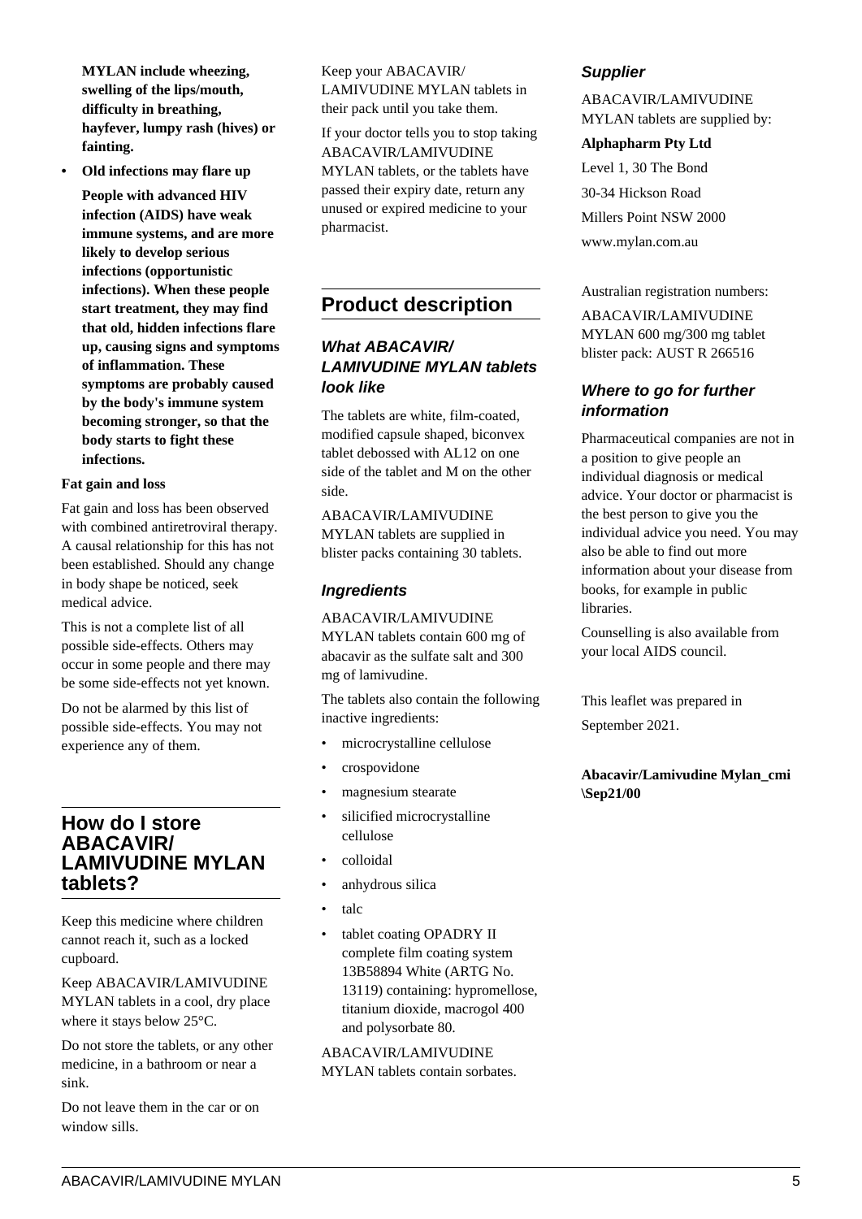**MYLAN include wheezing, swelling of the lips/mouth, difficulty in breathing, hayfever, lumpy rash (hives) or fainting.**

- **Old infections may flare up**

  **People with advanced HIV infection (AIDS) have weak immune systems, and are more likely to develop serious infections (opportunistic infections). When these people start treatment, they may find that old, hidden infections flare up, causing signs and symptoms of inflammation. These symptoms are probably caused by the body's immune system becoming stronger, so that the body starts to fight these infections.**

**Fat gain and loss**

Fat gain and loss has been observed with combined antiretroviral therapy. A causal relationship for this has not been established. Should any change in body shape be noticed, seek medical advice.

This is not a complete list of all possible side-effects. Others may occur in some people and there may be some side-effects not yet known.

Do not be alarmed by this list of possible side-effects. You may not experience any of them.

## How do I store ABACAVIR/ LAMIVUDINE MYLAN tablets?

Keep this medicine where children cannot reach it, such as a locked cupboard.

Keep ABACAVIR/LAMIVUDINE MYLAN tablets in a cool, dry place where it stays below 25°C.

Do not store the tablets, or any other medicine, in a bathroom or near a sink.

Do not leave them in the car or on window sills.

Keep your ABACAVIR/ LAMIVUDINE MYLAN tablets in their pack until you take them.

If your doctor tells you to stop taking ABACAVIR/LAMIVUDINE MYLAN tablets, or the tablets have passed their expiry date, return any unused or expired medicine to your pharmacist.

## Product description

### *What ABACAVIR/ LAMIVUDINE MYLAN tablets look like*

The tablets are white, film-coated, modified capsule shaped, biconvex tablet debossed with AL12 on one side of the tablet and M on the other side.

ABACAVIR/LAMIVUDINE MYLAN tablets are supplied in blister packs containing 30 tablets.

### *Ingredients*

ABACAVIR/LAMIVUDINE MYLAN tablets contain 600 mg of abacavir as the sulfate salt and 300 mg of lamivudine.

The tablets also contain the following inactive ingredients:

- microcrystalline cellulose
- crospovidone
- magnesium stearate
- silicified microcrystalline cellulose
- colloidal
- anhydrous silica
- talc
- tablet coating OPADRY II complete film coating system 13B58894 White (ARTG No. 13119) containing: hypromellose, titanium dioxide, macrogol 400 and polysorbate 80.

ABACAVIR/LAMIVUDINE MYLAN tablets contain sorbates.

### *Supplier*

ABACAVIR/LAMIVUDINE MYLAN tablets are supplied by:

**Alphapharm Pty Ltd**

Level 1, 30 The Bond

30-34 Hickson Road

Millers Point NSW 2000

www.mylan.com.au

Australian registration numbers:

ABACAVIR/LAMIVUDINE MYLAN 600 mg/300 mg tablet blister pack: AUST R 266516

### *Where to go for further information*

Pharmaceutical companies are not in a position to give people an individual diagnosis or medical advice. Your doctor or pharmacist is the best person to give you the individual advice you need. You may also be able to find out more information about your disease from books, for example in public libraries.

Counselling is also available from your local AIDS council.

This leaflet was prepared in September 2021.

**Abacavir/Lamivudine Mylan_cmi \Sep21/00**